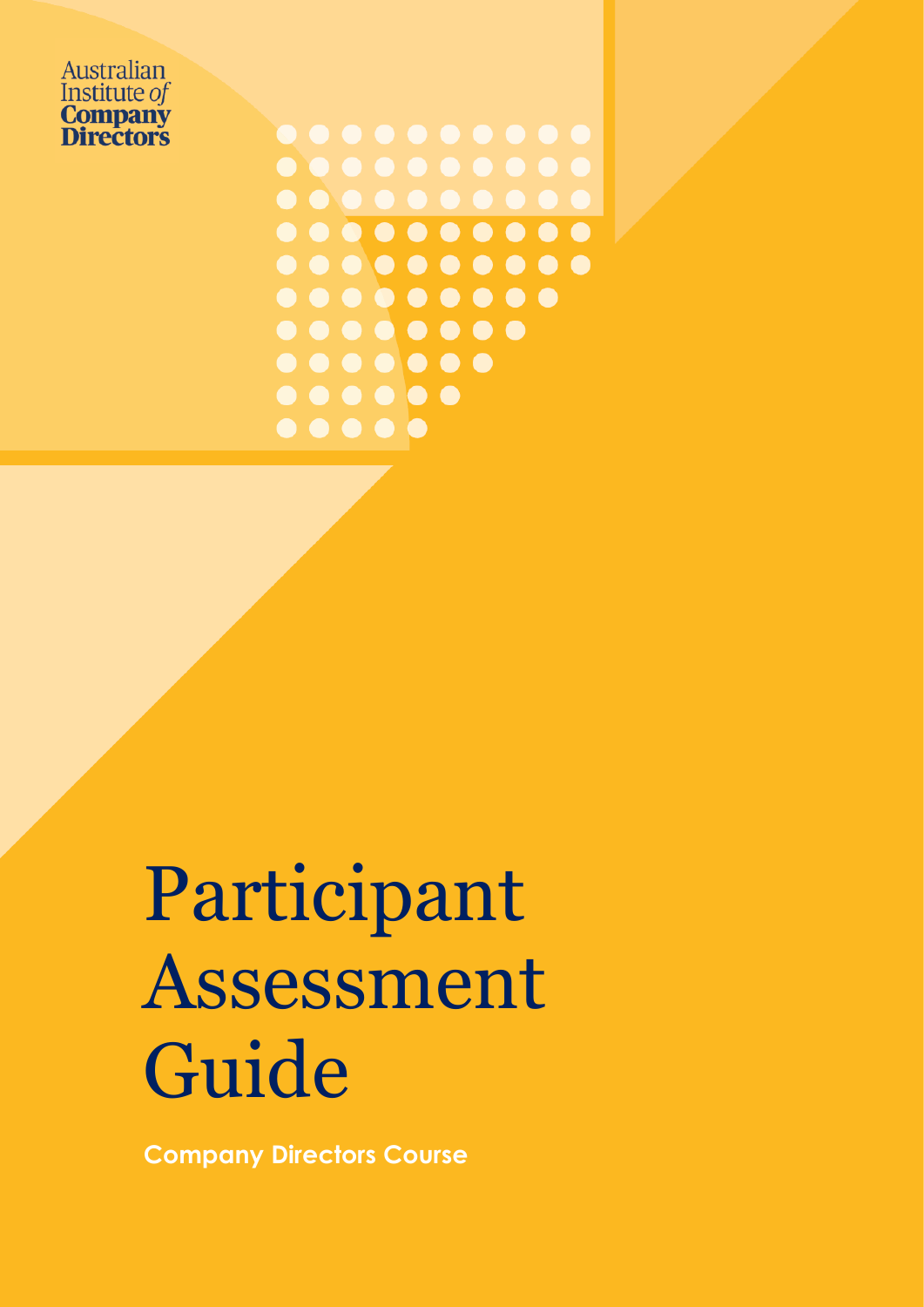Australian Institute *of* **Company Directors**

# Participant Assessment Guide

**Company Directors Course**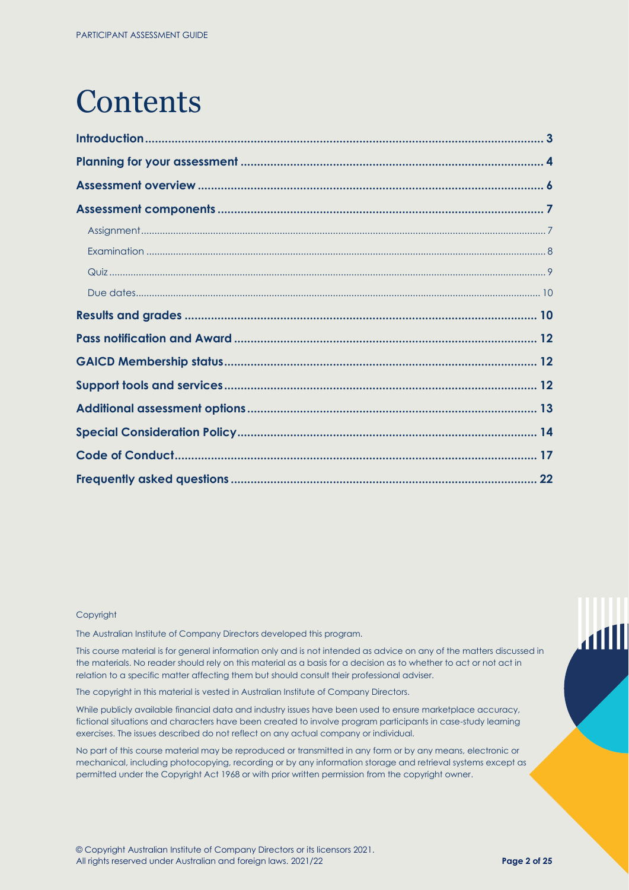# Contents

| | |
|---|---|
| **Introduction** | **3** |
| **Planning for your assessment** | **4** |
| **Assessment overview** | **6** |
| **Assessment components** | **7** |
| Assignment | 7 |
| Examination | 8 |
| Quiz | 9 |
| Due dates | 10 |
| **Results and grades** | **10** |
| **Pass notification and Award** | **12** |
| **GAICD Membership status** | **12** |
| **Support tools and services** | **12** |
| **Additional assessment options** | **13** |
| **Special Consideration Policy** | **14** |
| **Code of Conduct** | **17** |
| **Frequently asked questions** | **22** |

Copyright

The Australian Institute of Company Directors developed this program.

This course material is for general information only and is not intended as advice on any of the matters discussed in the materials. No reader should rely on this material as a basis for a decision as to whether to act or not act in relation to a specific matter affecting them but should consult their professional adviser.

The copyright in this material is vested in Australian Institute of Company Directors.

While publicly available financial data and industry issues have been used to ensure marketplace accuracy, fictional situations and characters have been created to involve program participants in case-study learning exercises. The issues described do not reflect on any actual company or individual.

No part of this course material may be reproduced or transmitted in any form or by any means, electronic or mechanical, including photocopying, recording or by any information storage and retrieval systems except as permitted under the Copyright Act 1968 or with prior written permission from the copyright owner.

© Copyright Australian Institute of Company Directors or its licensors 2021.
All rights reserved under Australian and foreign laws. 2021/22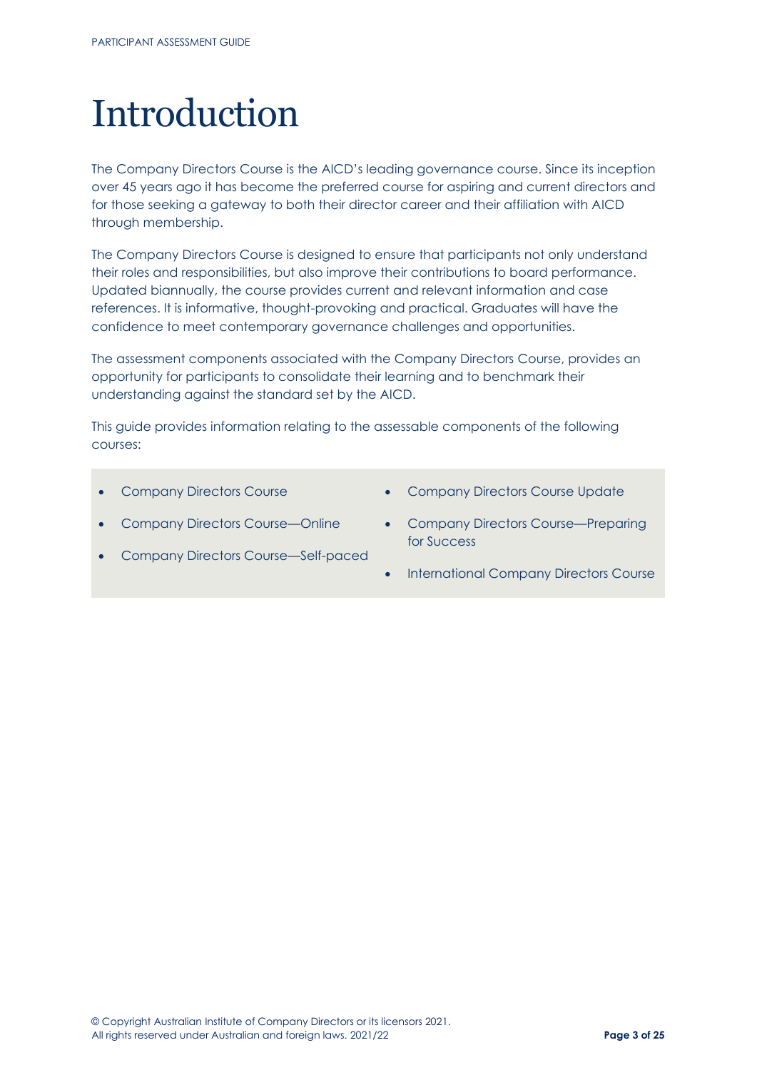# Introduction

The Company Directors Course is the AICD's leading governance course. Since its inception over 45 years ago it has become the preferred course for aspiring and current directors and for those seeking a gateway to both their director career and their affiliation with AICD through membership.

The Company Directors Course is designed to ensure that participants not only understand their roles and responsibilities, but also improve their contributions to board performance. Updated biannually, the course provides current and relevant information and case references. It is informative, thought-provoking and practical. Graduates will have the confidence to meet contemporary governance challenges and opportunities.

The assessment components associated with the Company Directors Course, provides an opportunity for participants to consolidate their learning and to benchmark their understanding against the standard set by the AICD.

This guide provides information relating to the assessable components of the following courses:

- Company Directors Course
- Company Directors Course—Online
- Company Directors Course—Self-paced
- Company Directors Course Update
- Company Directors Course—Preparing for Success
- International Company Directors Course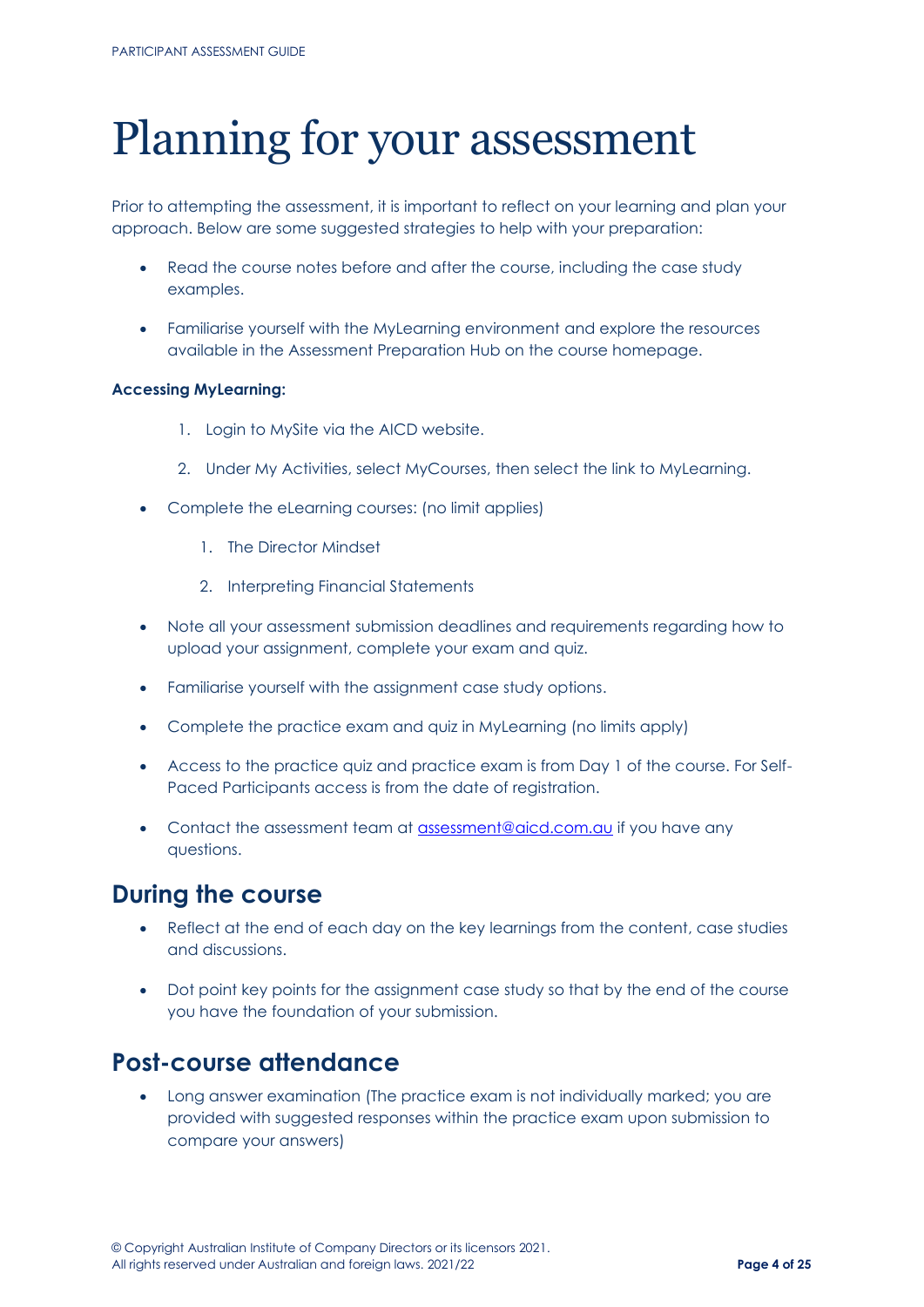# Planning for your assessment

Prior to attempting the assessment, it is important to reflect on your learning and plan your approach. Below are some suggested strategies to help with your preparation:

- Read the course notes before and after the course, including the case study examples.
- Familiarise yourself with the MyLearning environment and explore the resources available in the Assessment Preparation Hub on the course homepage.

**Accessing MyLearning:**

1. Login to MySite via the AICD website.
2. Under My Activities, select MyCourses, then select the link to MyLearning.

- Complete the eLearning courses: (no limit applies)
    1. The Director Mindset
    2. Interpreting Financial Statements
- Note all your assessment submission deadlines and requirements regarding how to upload your assignment, complete your exam and quiz.
- Familiarise yourself with the assignment case study options.
- Complete the practice exam and quiz in MyLearning (no limits apply)
- Access to the practice quiz and practice exam is from Day 1 of the course. For Self-Paced Participants access is from the date of registration.
- Contact the assessment team at [assessment@aicd.com.au](mailto:assessment@aicd.com.au) if you have any questions.

## During the course

- Reflect at the end of each day on the key learnings from the content, case studies and discussions.
- Dot point key points for the assignment case study so that by the end of the course you have the foundation of your submission.

## Post-course attendance

- Long answer examination (The practice exam is not individually marked; you are provided with suggested responses within the practice exam upon submission to compare your answers)

© Copyright Australian Institute of Company Directors or its licensors 2021.
All rights reserved under Australian and foreign laws. 2021/22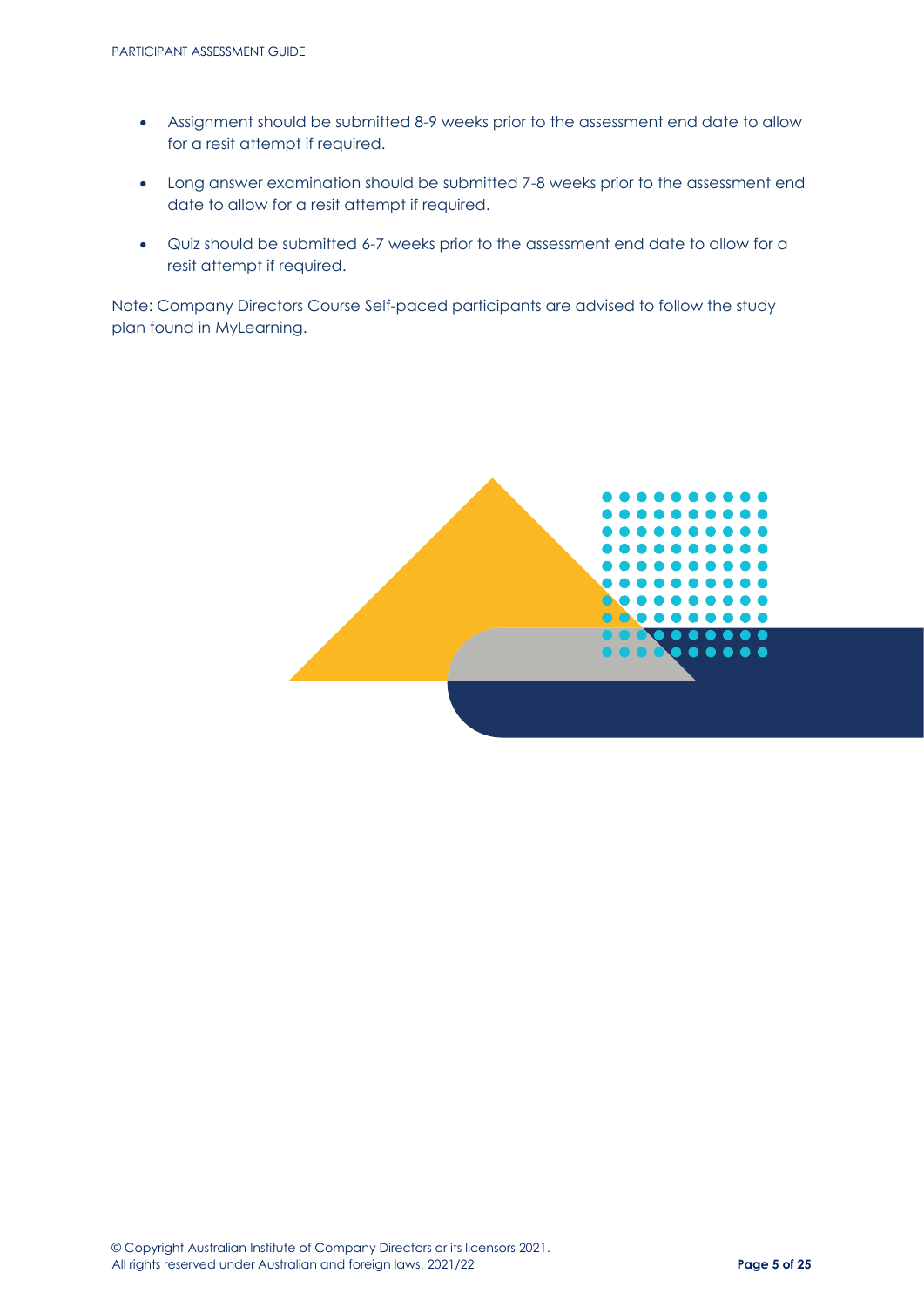- Assignment should be submitted 8-9 weeks prior to the assessment end date to allow for a resit attempt if required.
- Long answer examination should be submitted 7-8 weeks prior to the assessment end date to allow for a resit attempt if required.
- Quiz should be submitted 6-7 weeks prior to the assessment end date to allow for a resit attempt if required.

Note: Company Directors Course Self-paced participants are advised to follow the study plan found in MyLearning.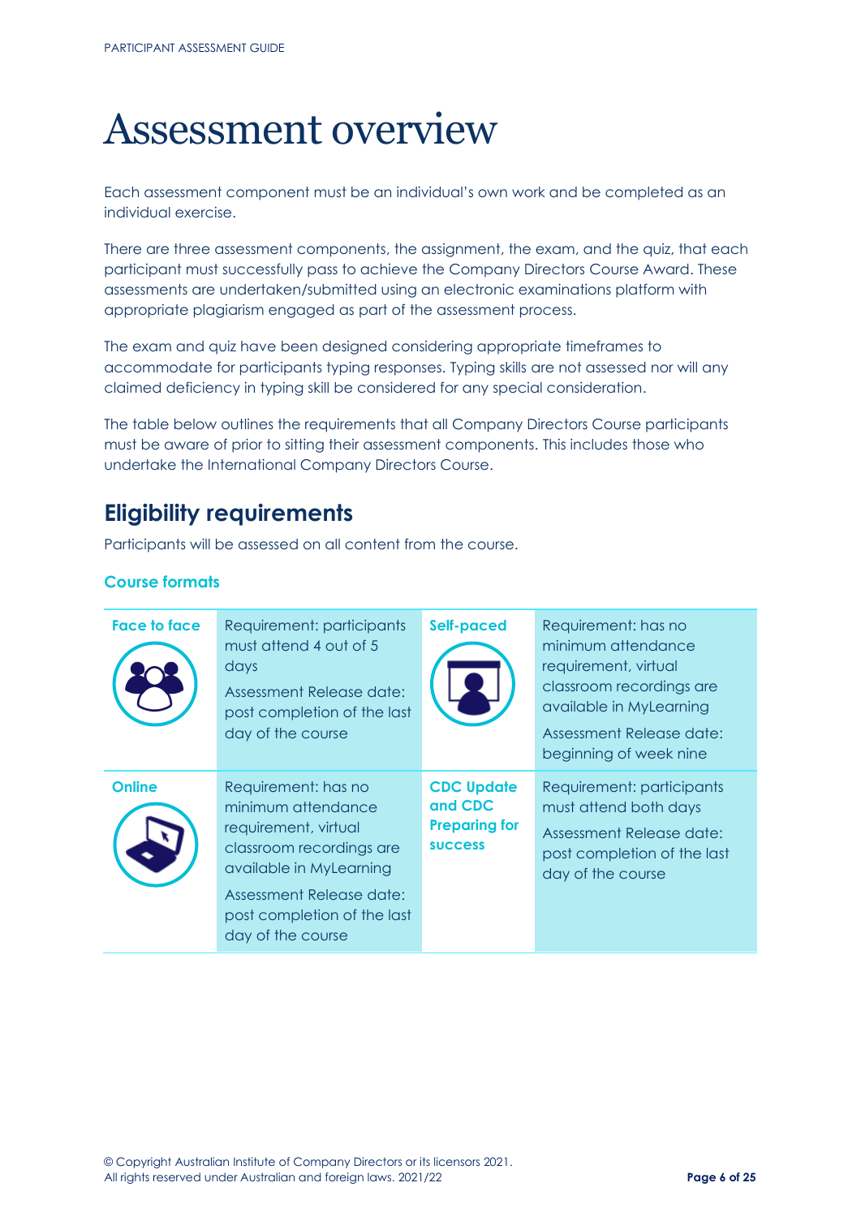# Assessment overview

Each assessment component must be an individual's own work and be completed as an individual exercise.

There are three assessment components, the assignment, the exam, and the quiz, that each participant must successfully pass to achieve the Company Directors Course Award. These assessments are undertaken/submitted using an electronic examinations platform with appropriate plagiarism engaged as part of the assessment process.

The exam and quiz have been designed considering appropriate timeframes to accommodate for participants typing responses. Typing skills are not assessed nor will any claimed deficiency in typing skill be considered for any special consideration.

The table below outlines the requirements that all Company Directors Course participants must be aware of prior to sitting their assessment components. This includes those who undertake the International Company Directors Course.

## Eligibility requirements

Participants will be assessed on all content from the course.

### Course formats

| | | | |
|---|---|---|---|
| **Face to face** | Requirement: participants must attend 4 out of 5 days<br>Assessment Release date: post completion of the last day of the course | **Self-paced** | Requirement: has no minimum attendance requirement, virtual classroom recordings are available in MyLearning<br>Assessment Release date: beginning of week nine |
| **Online** | Requirement: has no minimum attendance requirement, virtual classroom recordings are available in MyLearning<br>Assessment Release date: post completion of the last day of the course | **CDC Update and CDC Preparing for success** | Requirement: participants must attend both days<br>Assessment Release date: post completion of the last day of the course |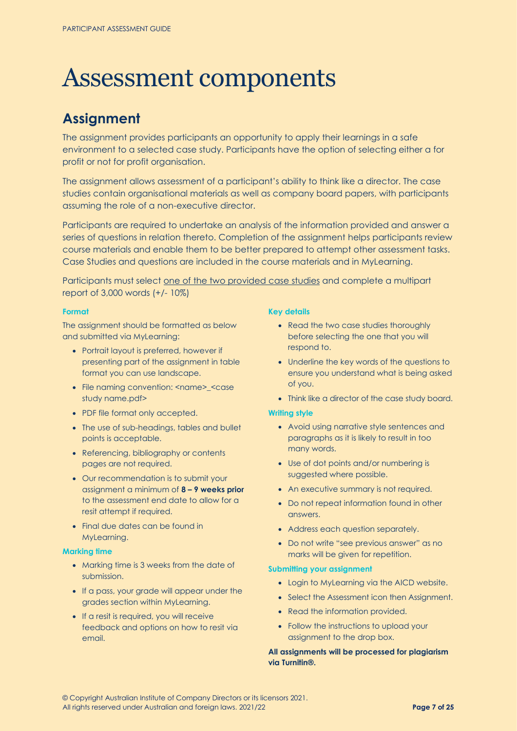# Assessment components

## Assignment

The assignment provides participants an opportunity to apply their learnings in a safe environment to a selected case study. Participants have the option of selecting either a for profit or not for profit organisation.

The assignment allows assessment of a participant's ability to think like a director. The case studies contain organisational materials as well as company board papers, with participants assuming the role of a non-executive director.

Participants are required to undertake an analysis of the information provided and answer a series of questions in relation thereto. Completion of the assignment helps participants review course materials and enable them to be better prepared to attempt other assessment tasks. Case Studies and questions are included in the course materials and in MyLearning.

Participants must select <u>one of the two provided case studies</u> and complete a multipart report of 3,000 words (+/- 10%)

#### Format

The assignment should be formatted as below and submitted via MyLearning:

- Portrait layout is preferred, however if presenting part of the assignment in table format you can use landscape.
- File naming convention: <name>_<case study name.pdf>
- PDF file format only accepted.
- The use of sub-headings, tables and bullet points is acceptable.
- Referencing, bibliography or contents pages are not required.
- Our recommendation is to submit your assignment a minimum of **8 – 9 weeks prior** to the assessment end date to allow for a resit attempt if required.
- Final due dates can be found in MyLearning.

#### Marking time

- Marking time is 3 weeks from the date of submission.
- If a pass, your grade will appear under the grades section within MyLearning.
- If a resit is required, you will receive feedback and options on how to resit via email.

#### Key details

- Read the two case studies thoroughly before selecting the one that you will respond to.
- Underline the key words of the questions to ensure you understand what is being asked of you.
- Think like a director of the case study board.

#### Writing style

- Avoid using narrative style sentences and paragraphs as it is likely to result in too many words.
- Use of dot points and/or numbering is suggested where possible.
- An executive summary is not required.
- Do not repeat information found in other answers.
- Address each question separately.
- Do not write "see previous answer" as no marks will be given for repetition.

#### Submitting your assignment

- Login to MyLearning via the AICD website.
- Select the Assessment icon then Assignment.
- Read the information provided.
- Follow the instructions to upload your assignment to the drop box.

**All assignments will be processed for plagiarism via Turnitin®.**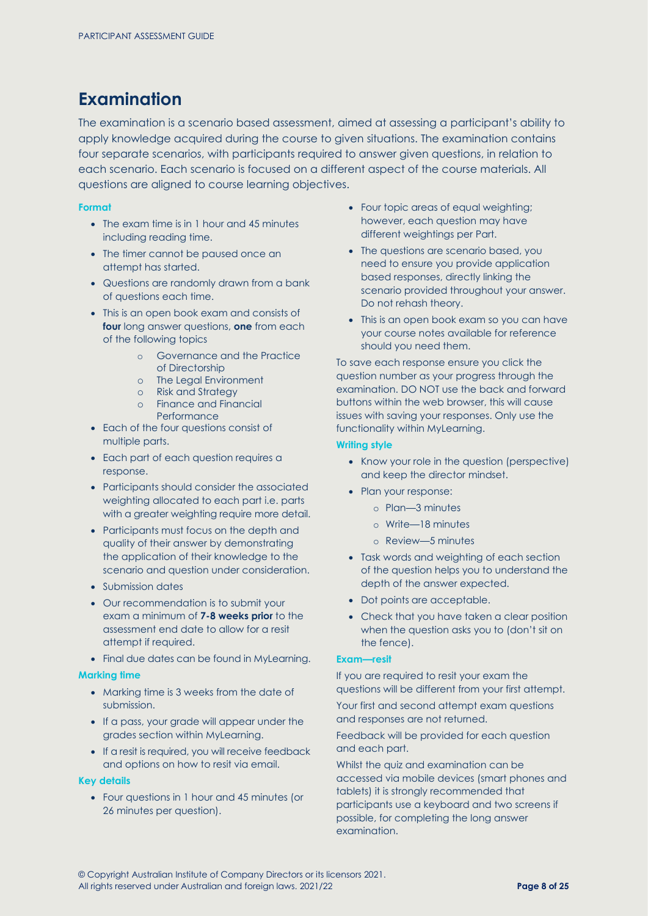# Examination

The examination is a scenario based assessment, aimed at assessing a participant's ability to apply knowledge acquired during the course to given situations. The examination contains four separate scenarios, with participants required to answer given questions, in relation to each scenario. Each scenario is focused on a different aspect of the course materials. All questions are aligned to course learning objectives.

### Format

- The exam time is in 1 hour and 45 minutes including reading time.
- The timer cannot be paused once an attempt has started.
- Questions are randomly drawn from a bank of questions each time.
- This is an open book exam and consists of **four** long answer questions, **one** from each of the following topics
    - Governance and the Practice of Directorship
    - The Legal Environment
    - Risk and Strategy
    - Finance and Financial Performance
- Each of the four questions consist of multiple parts.
- Each part of each question requires a response.
- Participants should consider the associated weighting allocated to each part i.e. parts with a greater weighting require more detail.
- Participants must focus on the depth and quality of their answer by demonstrating the application of their knowledge to the scenario and question under consideration.
- Submission dates
- Our recommendation is to submit your exam a minimum of **7-8 weeks prior** to the assessment end date to allow for a resit attempt if required.
- Final due dates can be found in MyLearning.

### Marking time

- Marking time is 3 weeks from the date of submission.
- If a pass, your grade will appear under the grades section within MyLearning.
- If a resit is required, you will receive feedback and options on how to resit via email.

### Key details

- Four questions in 1 hour and 45 minutes (or 26 minutes per question).
- Four topic areas of equal weighting; however, each question may have different weightings per Part.
- The questions are scenario based, you need to ensure you provide application based responses, directly linking the scenario provided throughout your answer. Do not rehash theory.
- This is an open book exam so you can have your course notes available for reference should you need them.

To save each response ensure you click the question number as your progress through the examination. DO NOT use the back and forward buttons within the web browser, this will cause issues with saving your responses. Only use the functionality within MyLearning.

### Writing style

- Know your role in the question (perspective) and keep the director mindset.
- Plan your response:
    - Plan—3 minutes
    - Write—18 minutes
    - Review—5 minutes
- Task words and weighting of each section of the question helps you to understand the depth of the answer expected.
- Dot points are acceptable.
- Check that you have taken a clear position when the question asks you to (don't sit on the fence).

### Exam—resit

If you are required to resit your exam the questions will be different from your first attempt.

Your first and second attempt exam questions and responses are not returned.

Feedback will be provided for each question and each part.

Whilst the quiz and examination can be accessed via mobile devices (smart phones and tablets) it is strongly recommended that participants use a keyboard and two screens if possible, for completing the long answer examination.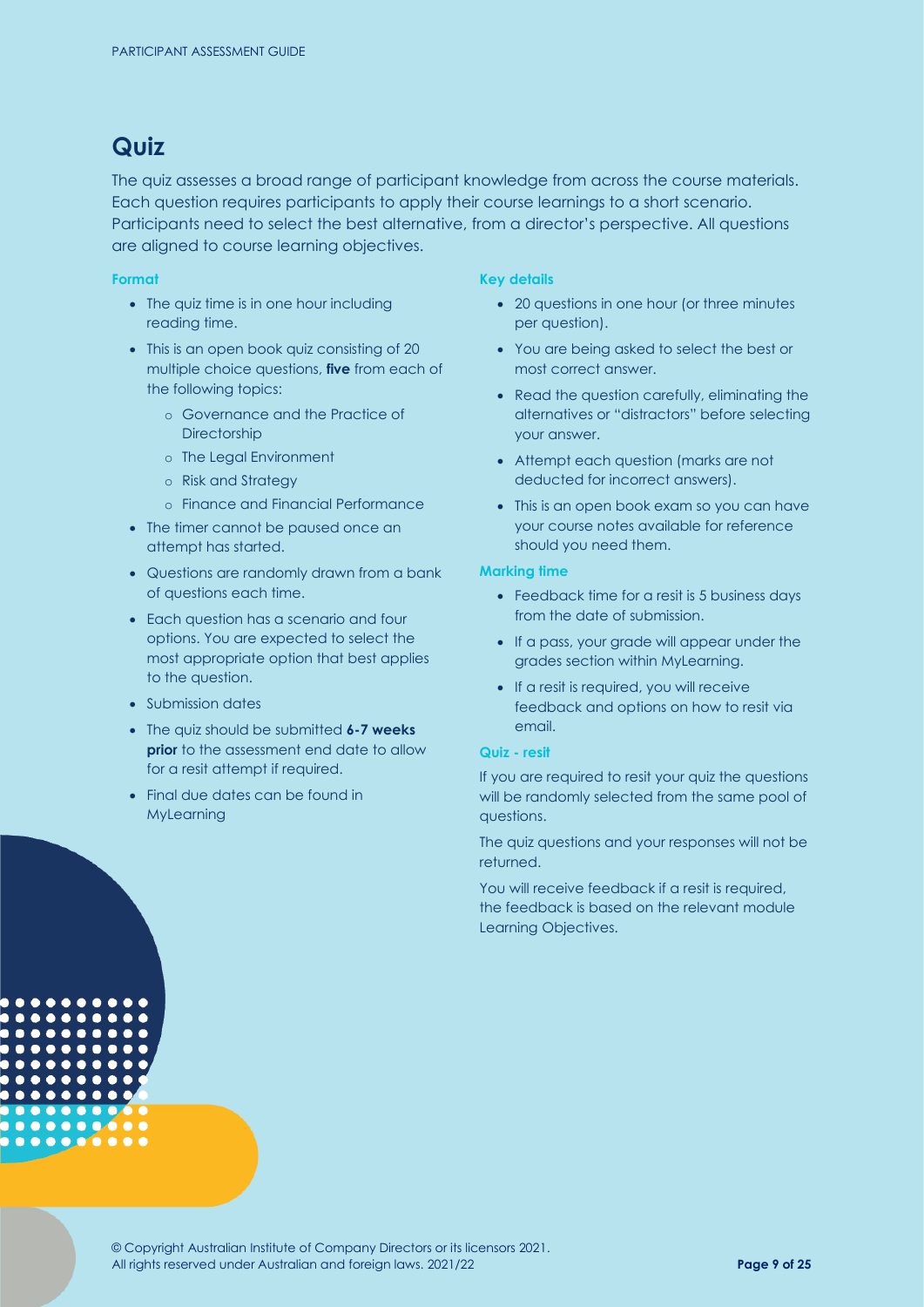## Quiz

The quiz assesses a broad range of participant knowledge from across the course materials. Each question requires participants to apply their course learnings to a short scenario. Participants need to select the best alternative, from a director's perspective. All questions are aligned to course learning objectives.

#### Format

- The quiz time is in one hour including reading time.
- This is an open book quiz consisting of 20 multiple choice questions, **five** from each of the following topics:
  - Governance and the Practice of Directorship
  - The Legal Environment
  - Risk and Strategy
  - Finance and Financial Performance
- The timer cannot be paused once an attempt has started.
- Questions are randomly drawn from a bank of questions each time.
- Each question has a scenario and four options. You are expected to select the most appropriate option that best applies to the question.
- Submission dates
- The quiz should be submitted **6-7 weeks prior** to the assessment end date to allow for a resit attempt if required.
- Final due dates can be found in MyLearning

#### Key details

- 20 questions in one hour (or three minutes per question).
- You are being asked to select the best or most correct answer.
- Read the question carefully, eliminating the alternatives or "distractors" before selecting your answer.
- Attempt each question (marks are not deducted for incorrect answers).
- This is an open book exam so you can have your course notes available for reference should you need them.

#### Marking time

- Feedback time for a resit is 5 business days from the date of submission.
- If a pass, your grade will appear under the grades section within MyLearning.
- If a resit is required, you will receive feedback and options on how to resit via email.

#### Quiz - resit

If you are required to resit your quiz the questions will be randomly selected from the same pool of questions.

The quiz questions and your responses will not be returned.

You will receive feedback if a resit is required, the feedback is based on the relevant module Learning Objectives.

© Copyright Australian Institute of Company Directors or its licensors 2021.
All rights reserved under Australian and foreign laws. 2021/22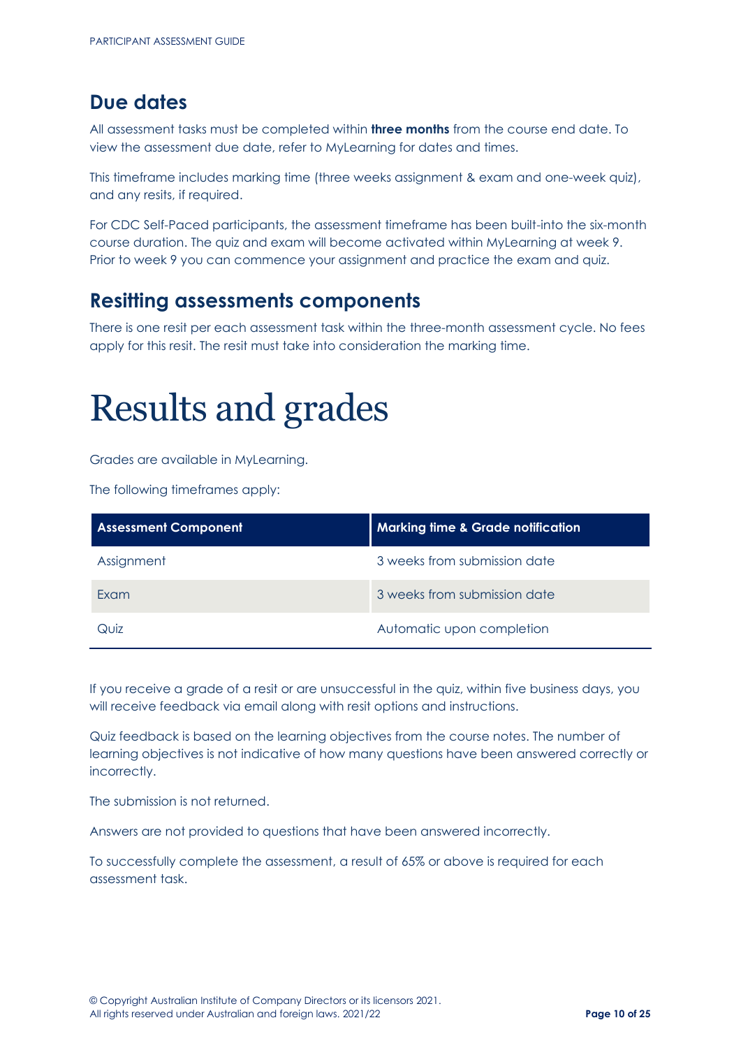## Due dates

All assessment tasks must be completed within **three months** from the course end date. To view the assessment due date, refer to MyLearning for dates and times.

This timeframe includes marking time (three weeks assignment & exam and one-week quiz), and any resits, if required.

For CDC Self-Paced participants, the assessment timeframe has been built-into the six-month course duration. The quiz and exam will become activated within MyLearning at week 9. Prior to week 9 you can commence your assignment and practice the exam and quiz.

## Resitting assessments components

There is one resit per each assessment task within the three-month assessment cycle. No fees apply for this resit. The resit must take into consideration the marking time.

# Results and grades

Grades are available in MyLearning.

The following timeframes apply:

| Assessment Component | Marking time & Grade notification |
|---|---|
| Assignment | 3 weeks from submission date |
| Exam | 3 weeks from submission date |
| Quiz | Automatic upon completion |

If you receive a grade of a resit or are unsuccessful in the quiz, within five business days, you will receive feedback via email along with resit options and instructions.

Quiz feedback is based on the learning objectives from the course notes. The number of learning objectives is not indicative of how many questions have been answered correctly or incorrectly.

The submission is not returned.

Answers are not provided to questions that have been answered incorrectly.

To successfully complete the assessment, a result of 65% or above is required for each assessment task.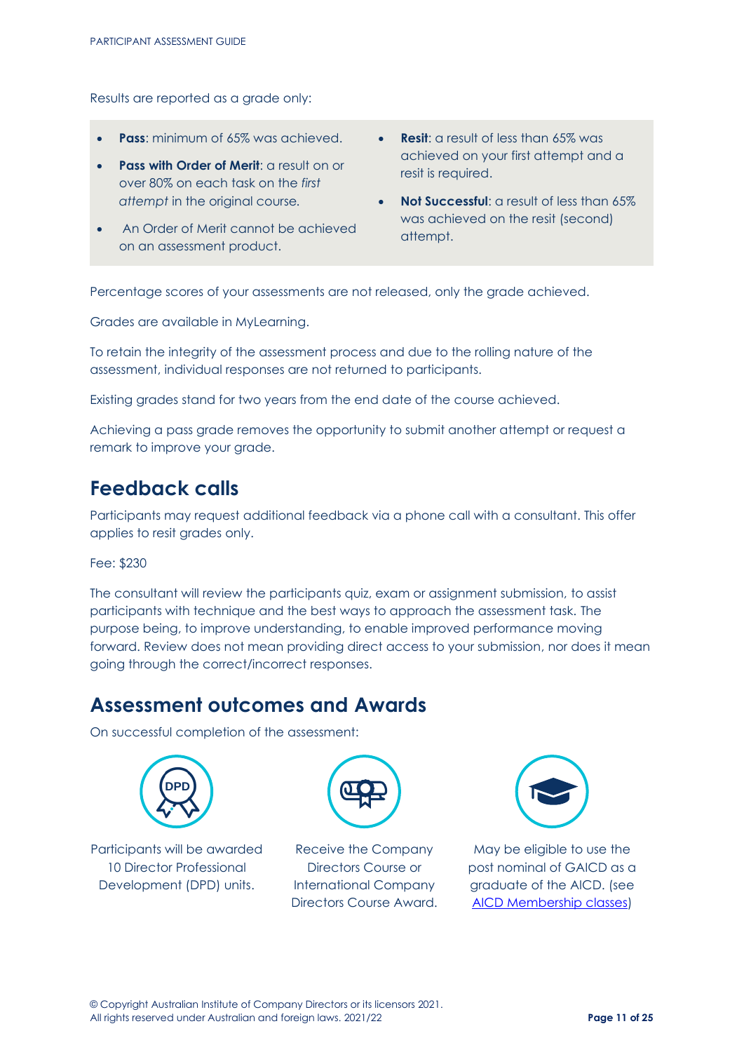Results are reported as a grade only:

- **Pass**: minimum of 65% was achieved.
- **Pass with Order of Merit**: a result on or over 80% on each task on the *first attempt* in the original course.
- An Order of Merit cannot be achieved on an assessment product.
- **Resit**: a result of less than 65% was achieved on your first attempt and a resit is required.
- **Not Successful**: a result of less than 65% was achieved on the resit (second) attempt.

Percentage scores of your assessments are not released, only the grade achieved.

Grades are available in MyLearning.

To retain the integrity of the assessment process and due to the rolling nature of the assessment, individual responses are not returned to participants.

Existing grades stand for two years from the end date of the course achieved.

Achieving a pass grade removes the opportunity to submit another attempt or request a remark to improve your grade.

## Feedback calls

Participants may request additional feedback via a phone call with a consultant. This offer applies to resit grades only.

Fee: $230

The consultant will review the participants quiz, exam or assignment submission, to assist participants with technique and the best ways to approach the assessment task. The purpose being, to improve understanding, to enable improved performance moving forward. Review does not mean providing direct access to your submission, nor does it mean going through the correct/incorrect responses.

## Assessment outcomes and Awards

On successful completion of the assessment:

- Participants will be awarded 10 Director Professional Development (DPD) units.
- Receive the Company Directors Course or International Company Directors Course Award.
- May be eligible to use the post nominal of GAICD as a graduate of the AICD. (see AICD Membership classes)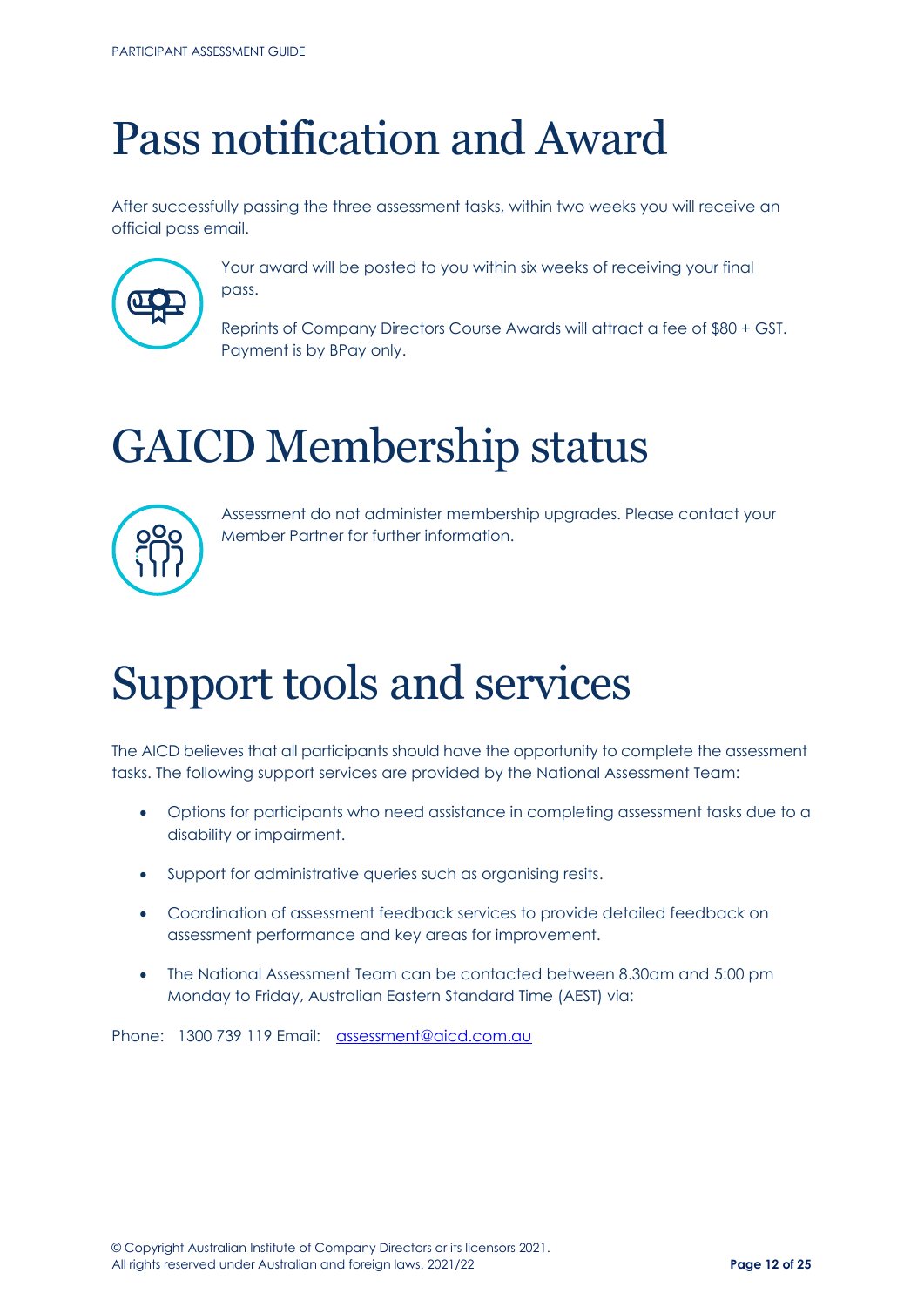# Pass notification and Award

After successfully passing the three assessment tasks, within two weeks you will receive an official pass email.

Your award will be posted to you within six weeks of receiving your final pass.

Reprints of Company Directors Course Awards will attract a fee of $80 + GST. Payment is by BPay only.

# GAICD Membership status

Assessment do not administer membership upgrades. Please contact your Member Partner for further information.

# Support tools and services

The AICD believes that all participants should have the opportunity to complete the assessment tasks. The following support services are provided by the National Assessment Team:

- Options for participants who need assistance in completing assessment tasks due to a disability or impairment.
- Support for administrative queries such as organising resits.
- Coordination of assessment feedback services to provide detailed feedback on assessment performance and key areas for improvement.
- The National Assessment Team can be contacted between 8.30am and 5:00 pm Monday to Friday, Australian Eastern Standard Time (AEST) via:

Phone: 1300 739 119 Email: assessment@aicd.com.au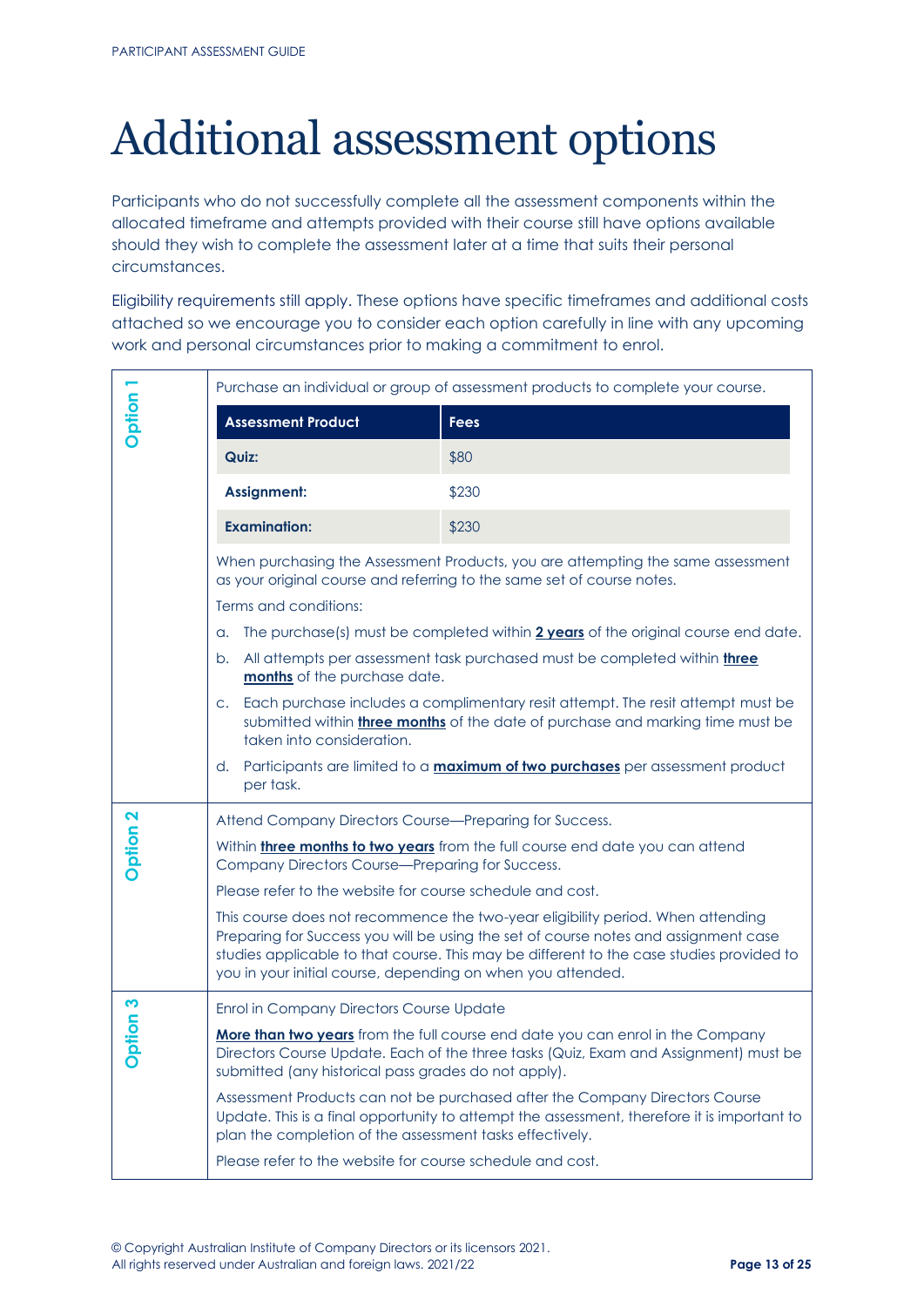# Additional assessment options

Participants who do not successfully complete all the assessment components within the allocated timeframe and attempts provided with their course still have options available should they wish to complete the assessment later at a time that suits their personal circumstances.

Eligibility requirements still apply. These options have specific timeframes and additional costs attached so we encourage you to consider each option carefully in line with any upcoming work and personal circumstances prior to making a commitment to enrol.

## Option 1

Purchase an individual or group of assessment products to complete your course.

| Assessment Product | Fees |
| --- | --- |
| **Quiz:** | $80 |
| **Assignment:** | $230 |
| **Examination:** | $230 |

When purchasing the Assessment Products, you are attempting the same assessment as your original course and referring to the same set of course notes.

Terms and conditions:

a. The purchase(s) must be completed within **2 years** of the original course end date.

b. All attempts per assessment task purchased must be completed within **three months** of the purchase date.

c. Each purchase includes a complimentary resit attempt. The resit attempt must be submitted within **three months** of the date of purchase and marking time must be taken into consideration.

d. Participants are limited to a **maximum of two purchases** per assessment product per task.

## Option 2

Attend Company Directors Course—Preparing for Success.

Within **three months to two years** from the full course end date you can attend Company Directors Course—Preparing for Success.

Please refer to the website for course schedule and cost.

This course does not recommence the two-year eligibility period. When attending Preparing for Success you will be using the set of course notes and assignment case studies applicable to that course. This may be different to the case studies provided to you in your initial course, depending on when you attended.

## Option 3

Enrol in Company Directors Course Update

**More than two years** from the full course end date you can enrol in the Company Directors Course Update. Each of the three tasks (Quiz, Exam and Assignment) must be submitted (any historical pass grades do not apply).

Assessment Products can not be purchased after the Company Directors Course Update. This is a final opportunity to attempt the assessment, therefore it is important to plan the completion of the assessment tasks effectively.

Please refer to the website for course schedule and cost.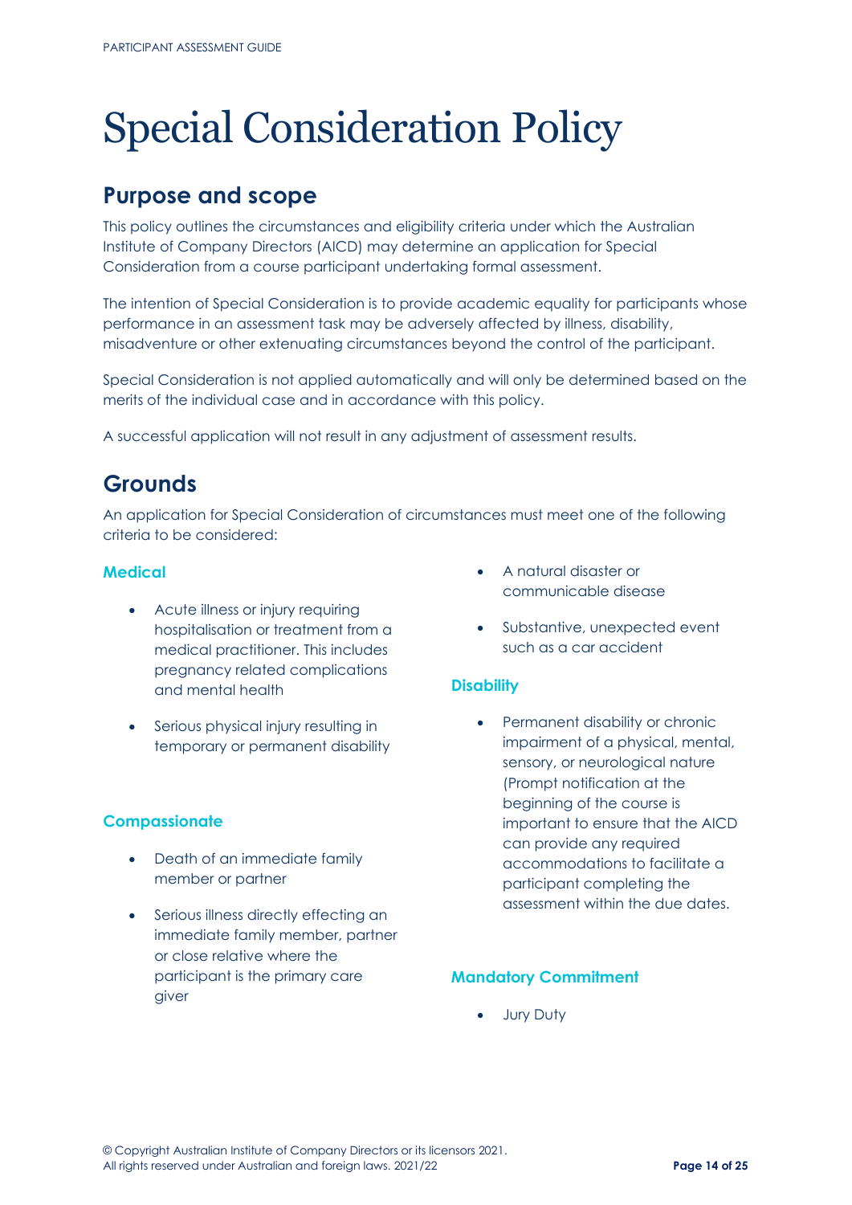# Special Consideration Policy

## Purpose and scope

This policy outlines the circumstances and eligibility criteria under which the Australian Institute of Company Directors (AICD) may determine an application for Special Consideration from a course participant undertaking formal assessment.

The intention of Special Consideration is to provide academic equality for participants whose performance in an assessment task may be adversely affected by illness, disability, misadventure or other extenuating circumstances beyond the control of the participant.

Special Consideration is not applied automatically and will only be determined based on the merits of the individual case and in accordance with this policy.

A successful application will not result in any adjustment of assessment results.

## Grounds

An application for Special Consideration of circumstances must meet one of the following criteria to be considered:

### Medical

- Acute illness or injury requiring hospitalisation or treatment from a medical practitioner. This includes pregnancy related complications and mental health
- Serious physical injury resulting in temporary or permanent disability

### Compassionate

- Death of an immediate family member or partner
- Serious illness directly effecting an immediate family member, partner or close relative where the participant is the primary care giver
- A natural disaster or communicable disease
- Substantive, unexpected event such as a car accident

### Disability

- Permanent disability or chronic impairment of a physical, mental, sensory, or neurological nature (Prompt notification at the beginning of the course is important to ensure that the AICD can provide any required accommodations to facilitate a participant completing the assessment within the due dates.

### Mandatory Commitment

- Jury Duty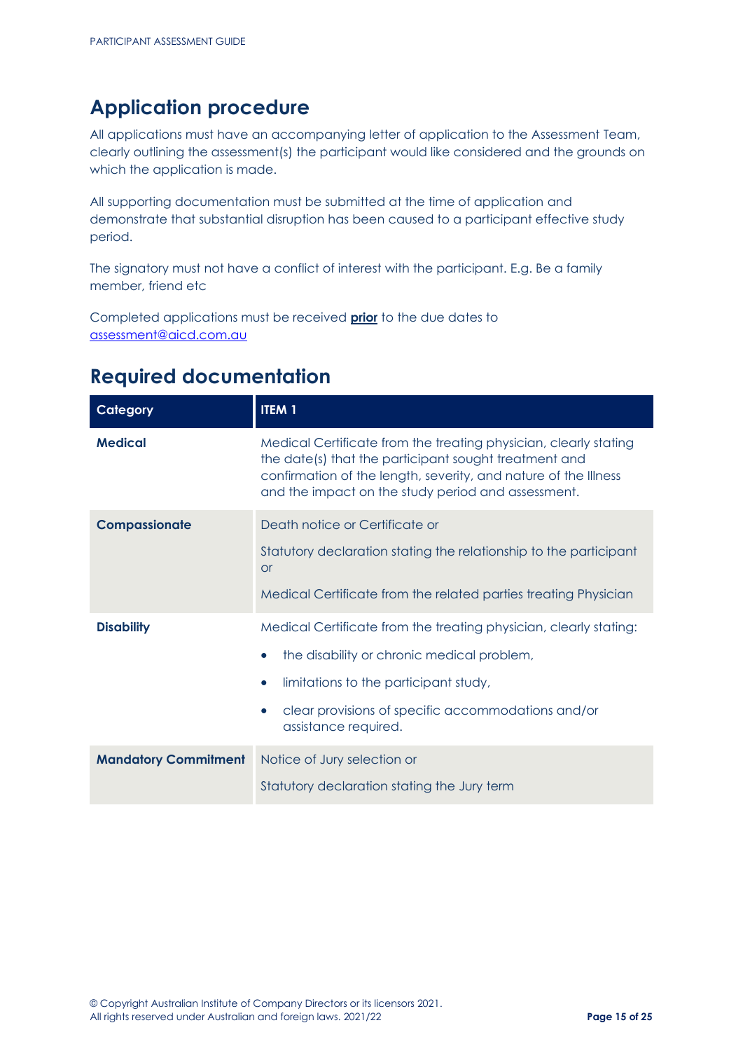## Application procedure

All applications must have an accompanying letter of application to the Assessment Team, clearly outlining the assessment(s) the participant would like considered and the grounds on which the application is made.

All supporting documentation must be submitted at the time of application and demonstrate that substantial disruption has been caused to a participant effective study period.

The signatory must not have a conflict of interest with the participant. E.g. Be a family member, friend etc

Completed applications must be received **prior** to the due dates to assessment@aicd.com.au

## Required documentation

| Category | ITEM 1 |
|---|---|
| **Medical** | Medical Certificate from the treating physician, clearly stating the date(s) that the participant sought treatment and confirmation of the length, severity, and nature of the Illness and the impact on the study period and assessment. |
| **Compassionate** | Death notice or Certificate or<br><br>Statutory declaration stating the relationship to the participant or<br><br>Medical Certificate from the related parties treating Physician |
| **Disability** | Medical Certificate from the treating physician, clearly stating:<br>• the disability or chronic medical problem,<br>• limitations to the participant study,<br>• clear provisions of specific accommodations and/or assistance required. |
| **Mandatory Commitment** | Notice of Jury selection or<br><br>Statutory declaration stating the Jury term |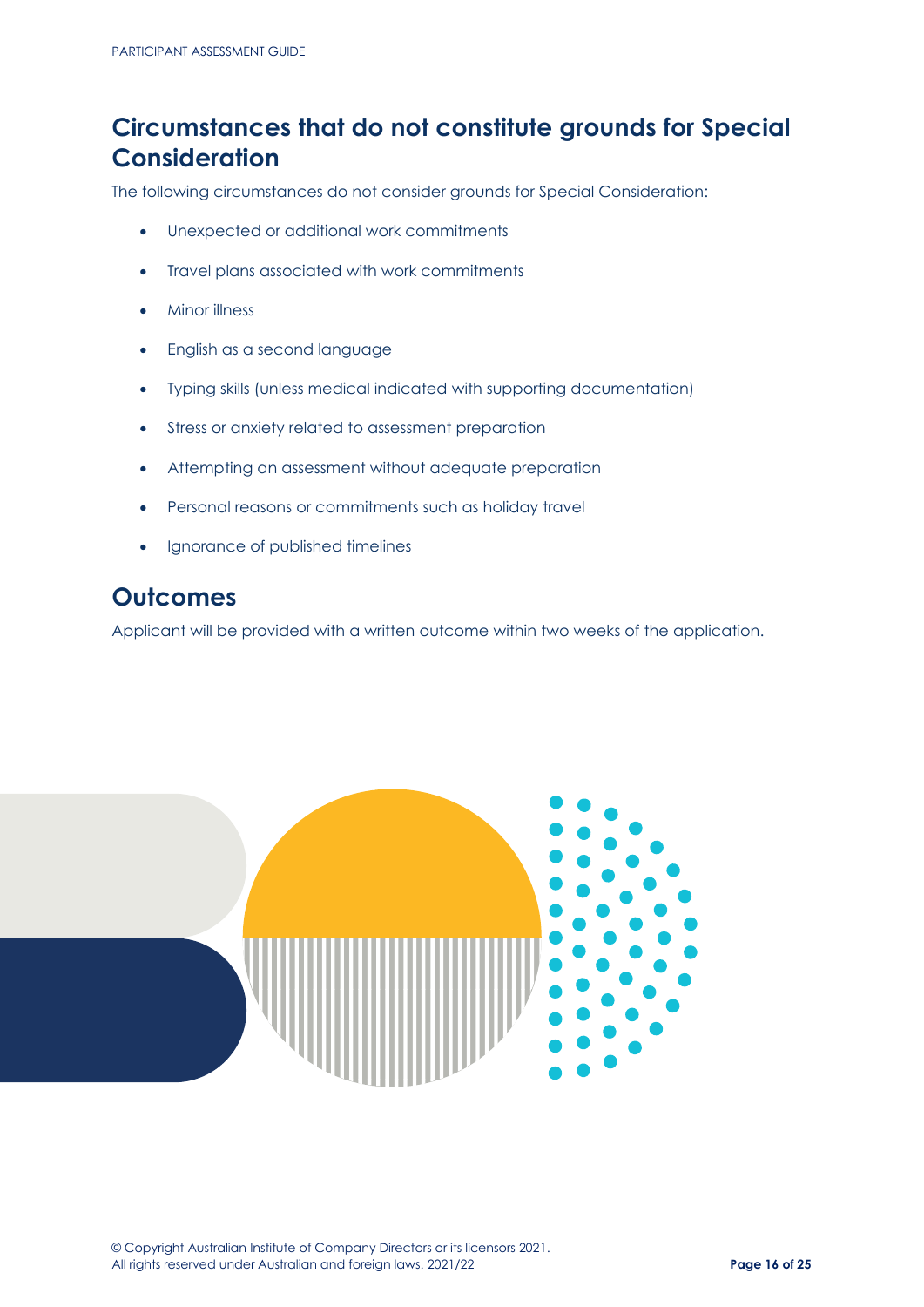## Circumstances that do not constitute grounds for Special Consideration

The following circumstances do not consider grounds for Special Consideration:

- Unexpected or additional work commitments
- Travel plans associated with work commitments
- Minor illness
- English as a second language
- Typing skills (unless medical indicated with supporting documentation)
- Stress or anxiety related to assessment preparation
- Attempting an assessment without adequate preparation
- Personal reasons or commitments such as holiday travel
- Ignorance of published timelines

## Outcomes

Applicant will be provided with a written outcome within two weeks of the application.

© Copyright Australian Institute of Company Directors or its licensors 2021.
All rights reserved under Australian and foreign laws. 2021/22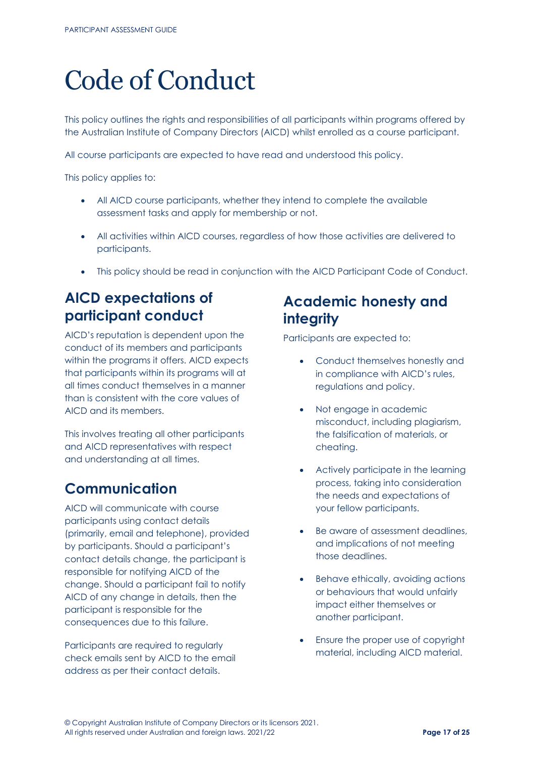# Code of Conduct

This policy outlines the rights and responsibilities of all participants within programs offered by the Australian Institute of Company Directors (AICD) whilst enrolled as a course participant.

All course participants are expected to have read and understood this policy.

This policy applies to:

- All AICD course participants, whether they intend to complete the available assessment tasks and apply for membership or not.
- All activities within AICD courses, regardless of how those activities are delivered to participants.
- This policy should be read in conjunction with the AICD Participant Code of Conduct.

## AICD expectations of participant conduct

AICD's reputation is dependent upon the conduct of its members and participants within the programs it offers. AICD expects that participants within its programs will at all times conduct themselves in a manner than is consistent with the core values of AICD and its members.

This involves treating all other participants and AICD representatives with respect and understanding at all times.

## Communication

AICD will communicate with course participants using contact details (primarily, email and telephone), provided by participants. Should a participant's contact details change, the participant is responsible for notifying AICD of the change. Should a participant fail to notify AICD of any change in details, then the participant is responsible for the consequences due to this failure.

Participants are required to regularly check emails sent by AICD to the email address as per their contact details.

## Academic honesty and integrity

Participants are expected to:

- Conduct themselves honestly and in compliance with AICD's rules, regulations and policy.
- Not engage in academic misconduct, including plagiarism, the falsification of materials, or cheating.
- Actively participate in the learning process, taking into consideration the needs and expectations of your fellow participants.
- Be aware of assessment deadlines, and implications of not meeting those deadlines.
- Behave ethically, avoiding actions or behaviours that would unfairly impact either themselves or another participant.
- Ensure the proper use of copyright material, including AICD material.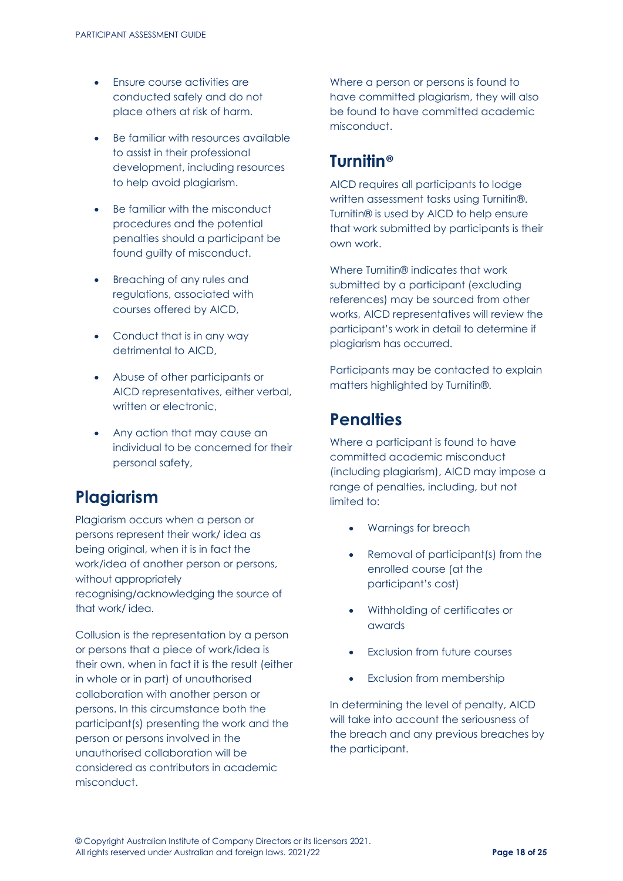- Ensure course activities are conducted safely and do not place others at risk of harm.
- Be familiar with resources available to assist in their professional development, including resources to help avoid plagiarism.
- Be familiar with the misconduct procedures and the potential penalties should a participant be found guilty of misconduct.
- Breaching of any rules and regulations, associated with courses offered by AICD,
- Conduct that is in any way detrimental to AICD,
- Abuse of other participants or AICD representatives, either verbal, written or electronic,
- Any action that may cause an individual to be concerned for their personal safety,

## Plagiarism

Plagiarism occurs when a person or persons represent their work/ idea as being original, when it is in fact the work/idea of another person or persons, without appropriately recognising/acknowledging the source of that work/ idea.

Collusion is the representation by a person or persons that a piece of work/idea is their own, when in fact it is the result (either in whole or in part) of unauthorised collaboration with another person or persons. In this circumstance both the participant(s) presenting the work and the person or persons involved in the unauthorised collaboration will be considered as contributors in academic misconduct.

Where a person or persons is found to have committed plagiarism, they will also be found to have committed academic misconduct.

## Turnitin®

AICD requires all participants to lodge written assessment tasks using Turnitin®. Turnitin® is used by AICD to help ensure that work submitted by participants is their own work.

Where Turnitin® indicates that work submitted by a participant (excluding references) may be sourced from other works, AICD representatives will review the participant's work in detail to determine if plagiarism has occurred.

Participants may be contacted to explain matters highlighted by Turnitin®.

## Penalties

Where a participant is found to have committed academic misconduct (including plagiarism), AICD may impose a range of penalties, including, but not limited to:

- Warnings for breach
- Removal of participant(s) from the enrolled course (at the participant's cost)
- Withholding of certificates or awards
- Exclusion from future courses
- Exclusion from membership

In determining the level of penalty, AICD will take into account the seriousness of the breach and any previous breaches by the participant.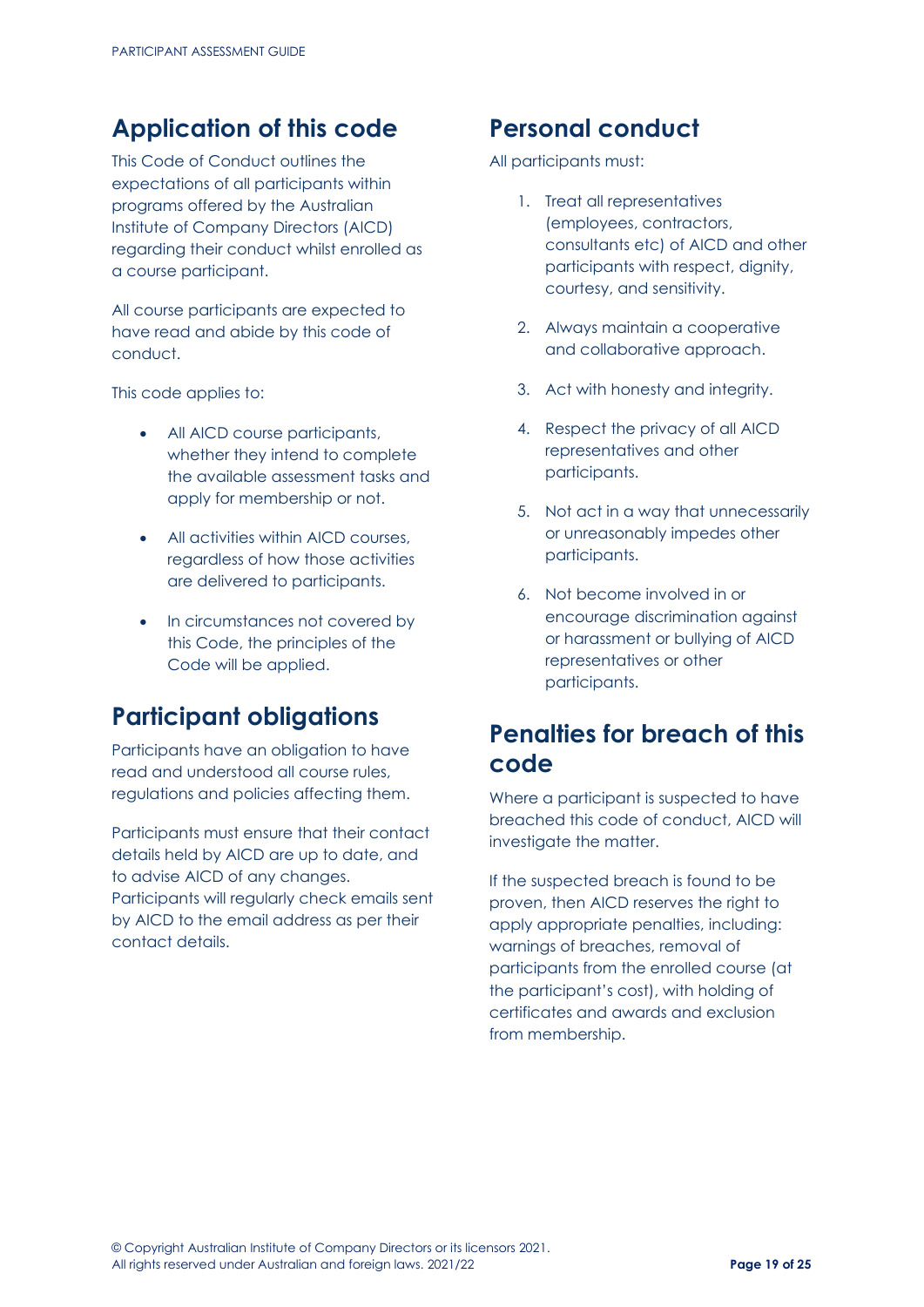## Application of this code

This Code of Conduct outlines the expectations of all participants within programs offered by the Australian Institute of Company Directors (AICD) regarding their conduct whilst enrolled as a course participant.

All course participants are expected to have read and abide by this code of conduct.

This code applies to:

- All AICD course participants, whether they intend to complete the available assessment tasks and apply for membership or not.
- All activities within AICD courses, regardless of how those activities are delivered to participants.
- In circumstances not covered by this Code, the principles of the Code will be applied.

## Participant obligations

Participants have an obligation to have read and understood all course rules, regulations and policies affecting them.

Participants must ensure that their contact details held by AICD are up to date, and to advise AICD of any changes. Participants will regularly check emails sent by AICD to the email address as per their contact details.

## Personal conduct

All participants must:

1. Treat all representatives (employees, contractors, consultants etc) of AICD and other participants with respect, dignity, courtesy, and sensitivity.
2. Always maintain a cooperative and collaborative approach.
3. Act with honesty and integrity.
4. Respect the privacy of all AICD representatives and other participants.
5. Not act in a way that unnecessarily or unreasonably impedes other participants.
6. Not become involved in or encourage discrimination against or harassment or bullying of AICD representatives or other participants.

## Penalties for breach of this code

Where a participant is suspected to have breached this code of conduct, AICD will investigate the matter.

If the suspected breach is found to be proven, then AICD reserves the right to apply appropriate penalties, including: warnings of breaches, removal of participants from the enrolled course (at the participant's cost), with holding of certificates and awards and exclusion from membership.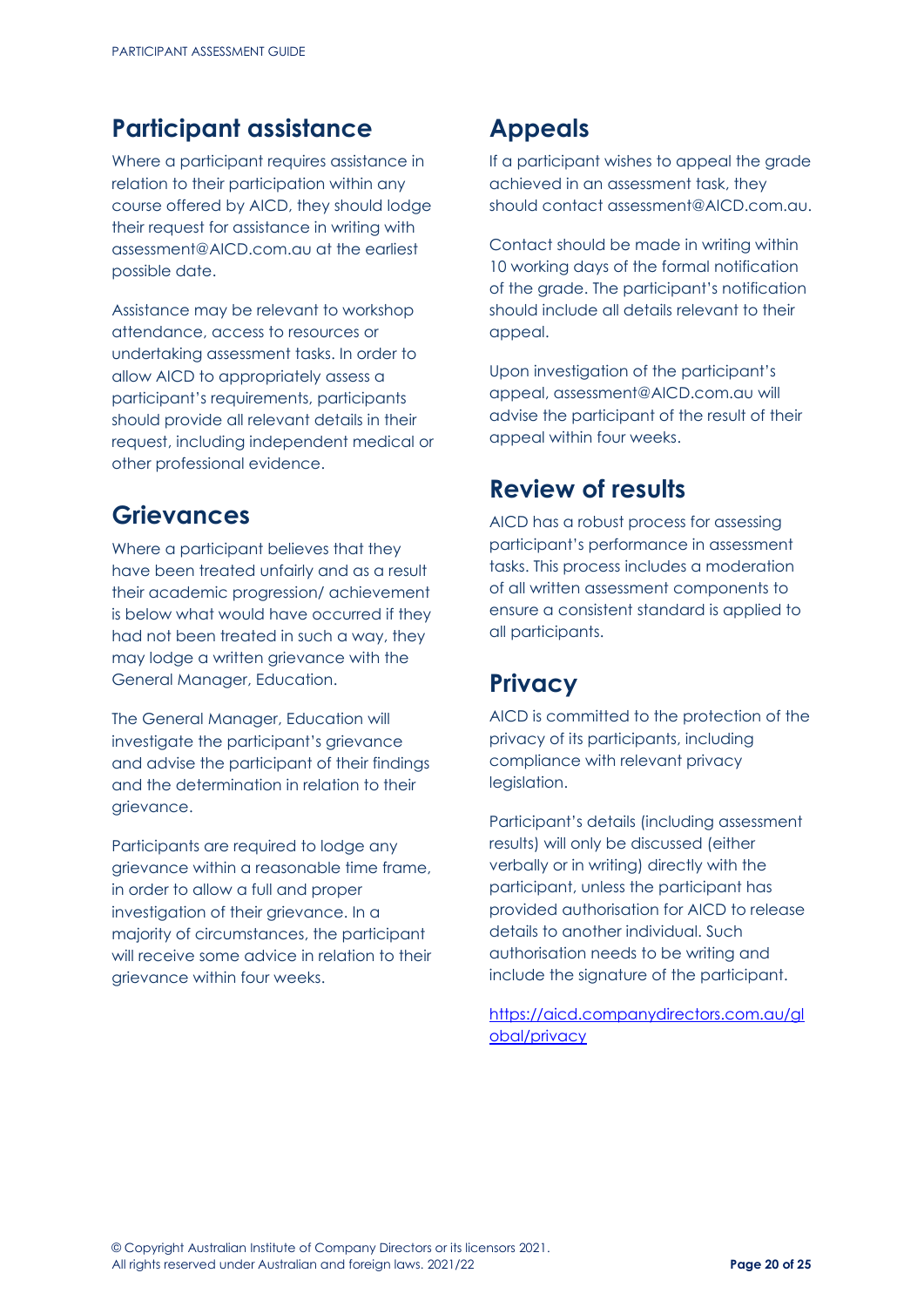## Participant assistance

Where a participant requires assistance in relation to their participation within any course offered by AICD, they should lodge their request for assistance in writing with assessment@AICD.com.au at the earliest possible date.

Assistance may be relevant to workshop attendance, access to resources or undertaking assessment tasks. In order to allow AICD to appropriately assess a participant's requirements, participants should provide all relevant details in their request, including independent medical or other professional evidence.

## Grievances

Where a participant believes that they have been treated unfairly and as a result their academic progression/ achievement is below what would have occurred if they had not been treated in such a way, they may lodge a written grievance with the General Manager, Education.

The General Manager, Education will investigate the participant's grievance and advise the participant of their findings and the determination in relation to their grievance.

Participants are required to lodge any grievance within a reasonable time frame, in order to allow a full and proper investigation of their grievance. In a majority of circumstances, the participant will receive some advice in relation to their grievance within four weeks.

## Appeals

If a participant wishes to appeal the grade achieved in an assessment task, they should contact assessment@AICD.com.au.

Contact should be made in writing within 10 working days of the formal notification of the grade. The participant's notification should include all details relevant to their appeal.

Upon investigation of the participant's appeal, assessment@AICD.com.au will advise the participant of the result of their appeal within four weeks.

## Review of results

AICD has a robust process for assessing participant's performance in assessment tasks. This process includes a moderation of all written assessment components to ensure a consistent standard is applied to all participants.

## Privacy

AICD is committed to the protection of the privacy of its participants, including compliance with relevant privacy legislation.

Participant's details (including assessment results) will only be discussed (either verbally or in writing) directly with the participant, unless the participant has provided authorisation for AICD to release details to another individual. Such authorisation needs to be writing and include the signature of the participant.

https://aicd.companydirectors.com.au/global/privacy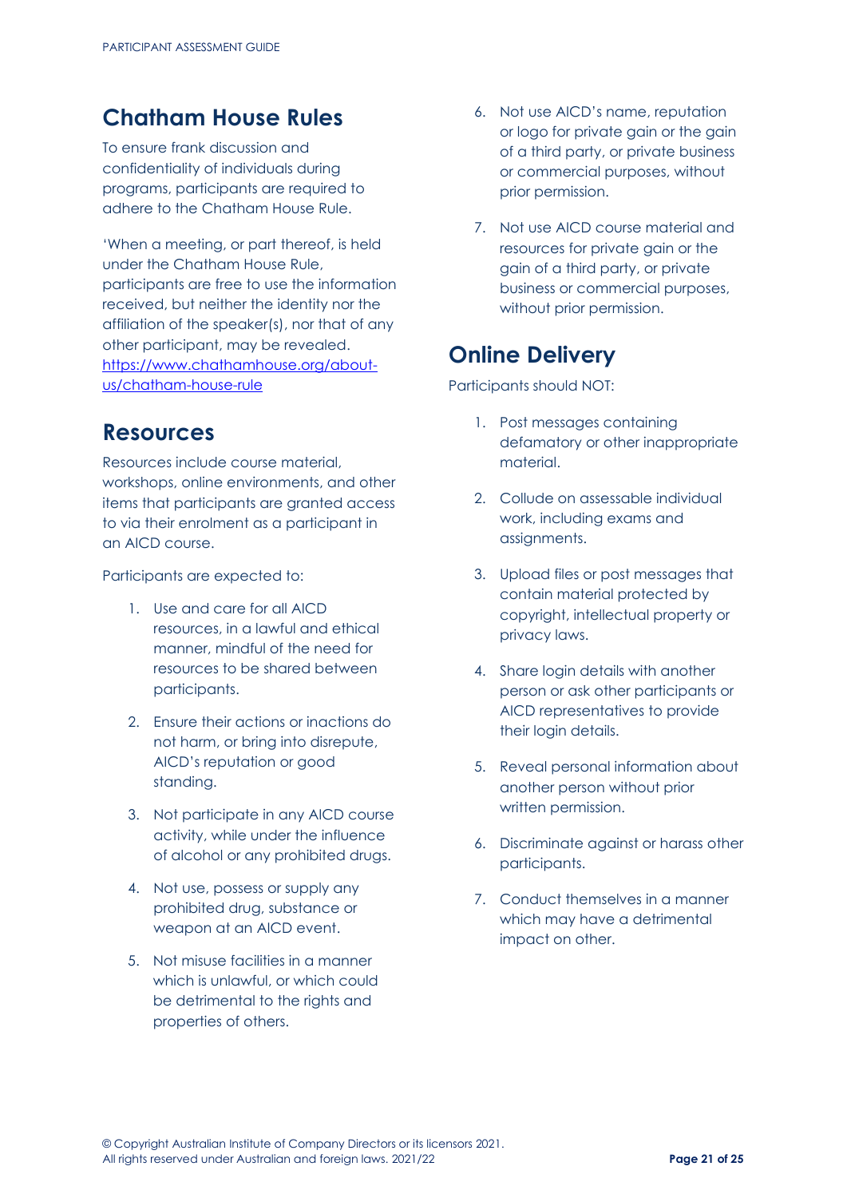## Chatham House Rules

To ensure frank discussion and confidentiality of individuals during programs, participants are required to adhere to the Chatham House Rule.

'When a meeting, or part thereof, is held under the Chatham House Rule, participants are free to use the information received, but neither the identity nor the affiliation of the speaker(s), nor that of any other participant, may be revealed. [https://www.chathamhouse.org/about-us/chatham-house-rule](https://www.chathamhouse.org/about-us/chatham-house-rule)

## Resources

Resources include course material, workshops, online environments, and other items that participants are granted access to via their enrolment as a participant in an AICD course.

Participants are expected to:

1. Use and care for all AICD resources, in a lawful and ethical manner, mindful of the need for resources to be shared between participants.
2. Ensure their actions or inactions do not harm, or bring into disrepute, AICD's reputation or good standing.
3. Not participate in any AICD course activity, while under the influence of alcohol or any prohibited drugs.
4. Not use, possess or supply any prohibited drug, substance or weapon at an AICD event.
5. Not misuse facilities in a manner which is unlawful, or which could be detrimental to the rights and properties of others.
6. Not use AICD's name, reputation or logo for private gain or the gain of a third party, or private business or commercial purposes, without prior permission.
7. Not use AICD course material and resources for private gain or the gain of a third party, or private business or commercial purposes, without prior permission.

## Online Delivery

Participants should NOT:

1. Post messages containing defamatory or other inappropriate material.
2. Collude on assessable individual work, including exams and assignments.
3. Upload files or post messages that contain material protected by copyright, intellectual property or privacy laws.
4. Share login details with another person or ask other participants or AICD representatives to provide their login details.
5. Reveal personal information about another person without prior written permission.
6. Discriminate against or harass other participants.
7. Conduct themselves in a manner which may have a detrimental impact on other.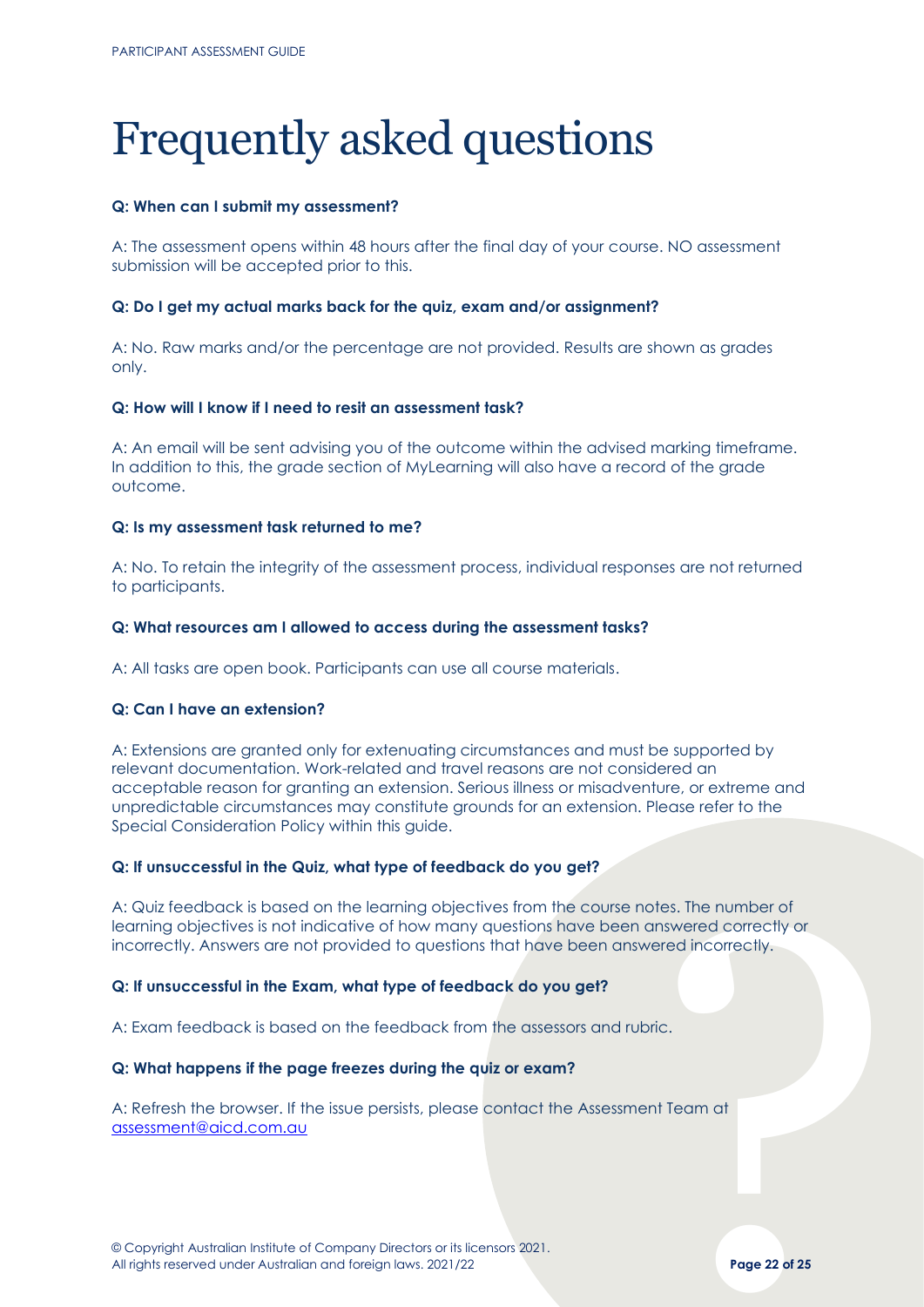# Frequently asked questions

**Q: When can I submit my assessment?**

A: The assessment opens within 48 hours after the final day of your course. NO assessment submission will be accepted prior to this.

**Q: Do I get my actual marks back for the quiz, exam and/or assignment?**

A: No. Raw marks and/or the percentage are not provided. Results are shown as grades only.

**Q: How will I know if I need to resit an assessment task?**

A: An email will be sent advising you of the outcome within the advised marking timeframe. In addition to this, the grade section of MyLearning will also have a record of the grade outcome.

**Q: Is my assessment task returned to me?**

A: No. To retain the integrity of the assessment process, individual responses are not returned to participants.

**Q: What resources am I allowed to access during the assessment tasks?**

A: All tasks are open book. Participants can use all course materials.

**Q: Can I have an extension?**

A: Extensions are granted only for extenuating circumstances and must be supported by relevant documentation. Work-related and travel reasons are not considered an acceptable reason for granting an extension. Serious illness or misadventure, or extreme and unpredictable circumstances may constitute grounds for an extension. Please refer to the Special Consideration Policy within this guide.

**Q: If unsuccessful in the Quiz, what type of feedback do you get?**

A: Quiz feedback is based on the learning objectives from the course notes. The number of learning objectives is not indicative of how many questions have been answered correctly or incorrectly. Answers are not provided to questions that have been answered incorrectly.

**Q: If unsuccessful in the Exam, what type of feedback do you get?**

A: Exam feedback is based on the feedback from the assessors and rubric.

**Q: What happens if the page freezes during the quiz or exam?**

A: Refresh the browser. If the issue persists, please contact the Assessment Team at assessment@aicd.com.au

© Copyright Australian Institute of Company Directors or its licensors 2021.
All rights reserved under Australian and foreign laws. 2021/22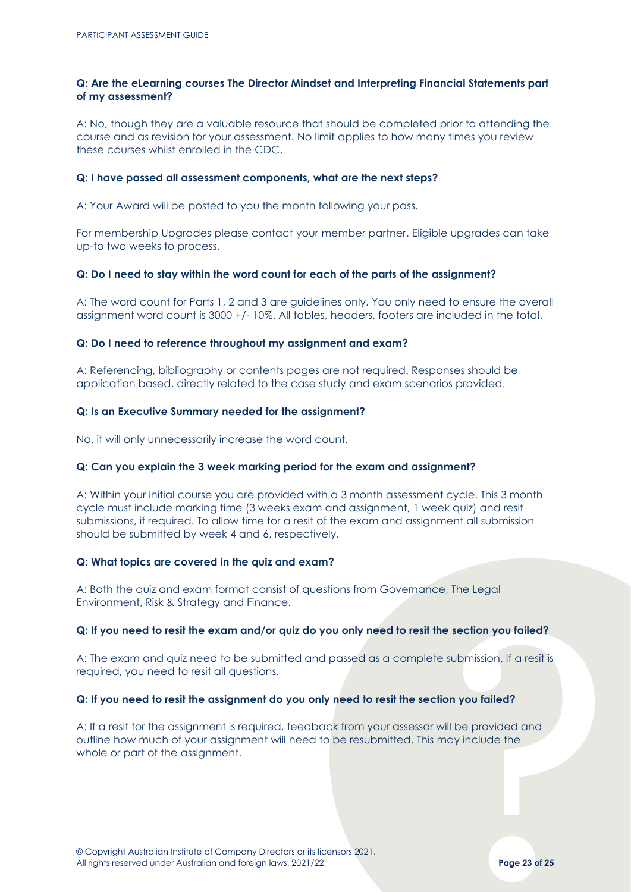**Q: Are the eLearning courses The Director Mindset and Interpreting Financial Statements part of my assessment?**

A: No, though they are a valuable resource that should be completed prior to attending the course and as revision for your assessment. No limit applies to how many times you review these courses whilst enrolled in the CDC.

**Q: I have passed all assessment components, what are the next steps?**

A: Your Award will be posted to you the month following your pass.

For membership Upgrades please contact your member partner. Eligible upgrades can take up-to two weeks to process.

**Q: Do I need to stay within the word count for each of the parts of the assignment?**

A: The word count for Parts 1, 2 and 3 are guidelines only. You only need to ensure the overall assignment word count is 3000 +/- 10%. All tables, headers, footers are included in the total.

**Q: Do I need to reference throughout my assignment and exam?**

A: Referencing, bibliography or contents pages are not required. Responses should be application based, directly related to the case study and exam scenarios provided.

**Q: Is an Executive Summary needed for the assignment?**

No, it will only unnecessarily increase the word count.

**Q: Can you explain the 3 week marking period for the exam and assignment?**

A: Within your initial course you are provided with a 3 month assessment cycle. This 3 month cycle must include marking time (3 weeks exam and assignment, 1 week quiz) and resit submissions, if required. To allow time for a resit of the exam and assignment all submission should be submitted by week 4 and 6, respectively.

**Q: What topics are covered in the quiz and exam?**

A: Both the quiz and exam format consist of questions from Governance, The Legal Environment, Risk & Strategy and Finance.

**Q: If you need to resit the exam and/or quiz do you only need to resit the section you failed?**

A: The exam and quiz need to be submitted and passed as a complete submission. If a resit is required, you need to resit all questions.

**Q: If you need to resit the assignment do you only need to resit the section you failed?**

A: If a resit for the assignment is required, feedback from your assessor will be provided and outline how much of your assignment will need to be resubmitted. This may include the whole or part of the assignment.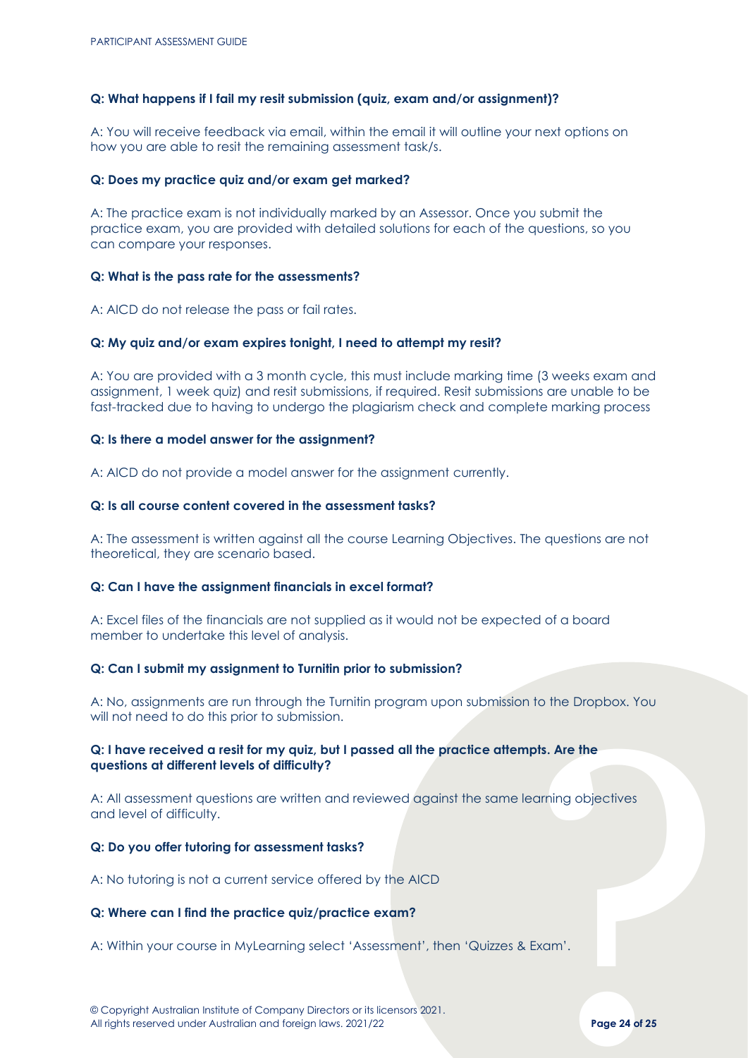**Q: What happens if I fail my resit submission (quiz, exam and/or assignment)?**

A: You will receive feedback via email, within the email it will outline your next options on how you are able to resit the remaining assessment task/s.

**Q: Does my practice quiz and/or exam get marked?**

A: The practice exam is not individually marked by an Assessor. Once you submit the practice exam, you are provided with detailed solutions for each of the questions, so you can compare your responses.

**Q: What is the pass rate for the assessments?**

A: AICD do not release the pass or fail rates.

**Q: My quiz and/or exam expires tonight, I need to attempt my resit?**

A: You are provided with a 3 month cycle, this must include marking time (3 weeks exam and assignment, 1 week quiz) and resit submissions, if required. Resit submissions are unable to be fast-tracked due to having to undergo the plagiarism check and complete marking process

**Q: Is there a model answer for the assignment?**

A: AICD do not provide a model answer for the assignment currently.

**Q: Is all course content covered in the assessment tasks?**

A: The assessment is written against all the course Learning Objectives. The questions are not theoretical, they are scenario based.

**Q: Can I have the assignment financials in excel format?**

A: Excel files of the financials are not supplied as it would not be expected of a board member to undertake this level of analysis.

**Q: Can I submit my assignment to Turnitin prior to submission?**

A: No, assignments are run through the Turnitin program upon submission to the Dropbox. You will not need to do this prior to submission.

**Q: I have received a resit for my quiz, but I passed all the practice attempts. Are the questions at different levels of difficulty?**

A: All assessment questions are written and reviewed against the same learning objectives and level of difficulty.

**Q: Do you offer tutoring for assessment tasks?**

A: No tutoring is not a current service offered by the AICD

**Q: Where can I find the practice quiz/practice exam?**

A: Within your course in MyLearning select 'Assessment', then 'Quizzes & Exam'.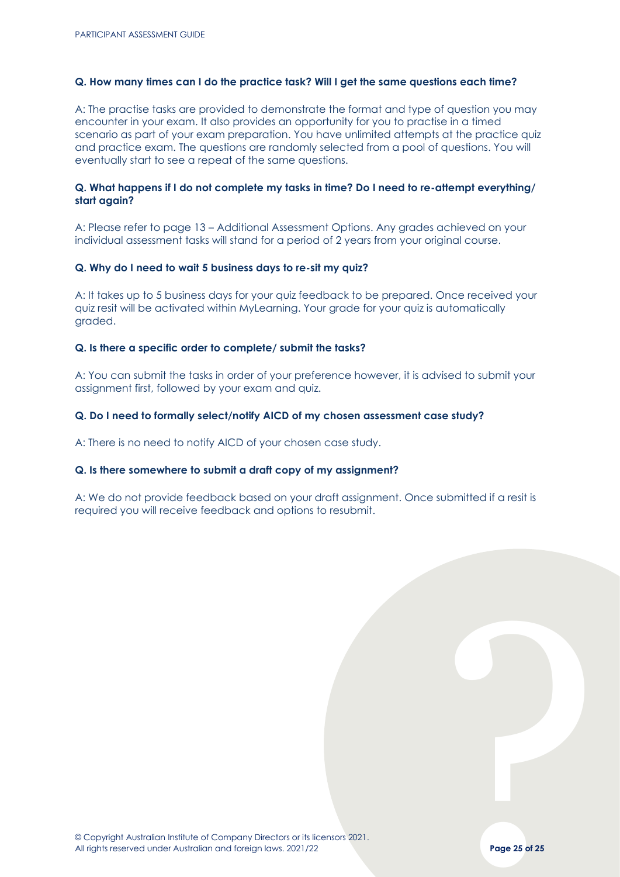**Q. How many times can I do the practice task? Will I get the same questions each time?**

A: The practise tasks are provided to demonstrate the format and type of question you may encounter in your exam. It also provides an opportunity for you to practise in a timed scenario as part of your exam preparation. You have unlimited attempts at the practice quiz and practice exam. The questions are randomly selected from a pool of questions. You will eventually start to see a repeat of the same questions.

**Q. What happens if I do not complete my tasks in time? Do I need to re-attempt everything/ start again?**

A: Please refer to page 13 – Additional Assessment Options. Any grades achieved on your individual assessment tasks will stand for a period of 2 years from your original course.

**Q. Why do I need to wait 5 business days to re-sit my quiz?**

A: It takes up to 5 business days for your quiz feedback to be prepared. Once received your quiz resit will be activated within MyLearning. Your grade for your quiz is automatically graded.

**Q. Is there a specific order to complete/ submit the tasks?**

A: You can submit the tasks in order of your preference however, it is advised to submit your assignment first, followed by your exam and quiz.

**Q. Do I need to formally select/notify AICD of my chosen assessment case study?**

A: There is no need to notify AICD of your chosen case study.

**Q. Is there somewhere to submit a draft copy of my assignment?**

A: We do not provide feedback based on your draft assignment. Once submitted if a resit is required you will receive feedback and options to resubmit.

© Copyright Australian Institute of Company Directors or its licensors 2021.
All rights reserved under Australian and foreign laws. 2021/22